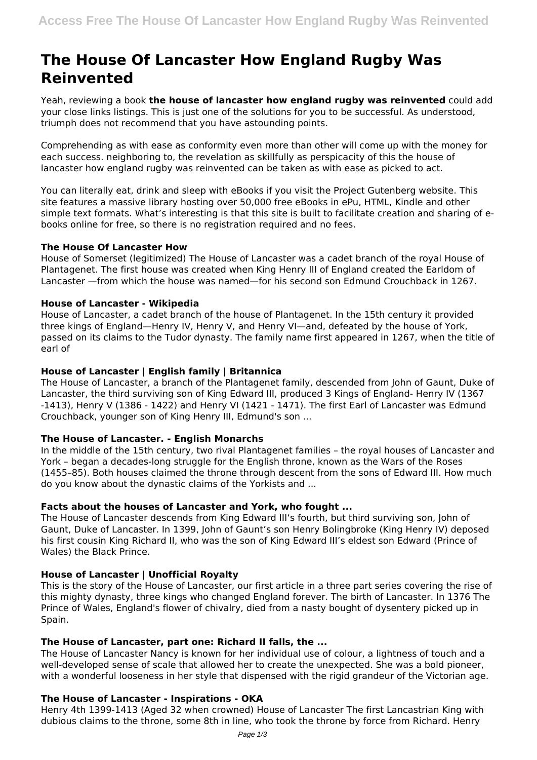# The House Of Lancaster How England Rugby Was Reinvented

Yeah, reviewing a book **the house of lancaster how england rugby was reinvented** could add your close links listings. This is just one of the solutions for you to be successful. As understood, triumph does not recommend that you have astounding points.

Comprehending as with ease as conformity even more than other will come up with the money for each success. neighboring to, the revelation as skillfully as perspicacity of this the house of lancaster how england rugby was reinvented can be taken as with ease as picked to act.

You can literally eat, drink and sleep with eBooks if you visit the Project Gutenberg website. This site features a massive library hosting over 50,000 free eBooks in ePu, HTML, Kindle and other simple text formats. What's interesting is that this site is built to facilitate creation and sharing of e-books online for free, so there is no registration required and no fees.

### The House Of Lancaster How

House of Somerset (legitimized) The House of Lancaster was a cadet branch of the royal House of Plantagenet. The first house was created when King Henry III of England created the Earldom of Lancaster —from which the house was named—for his second son Edmund Crouchback in 1267.

### House of Lancaster - Wikipedia

House of Lancaster, a cadet branch of the house of Plantagenet. In the 15th century it provided three kings of England—Henry IV, Henry V, and Henry VI—and, defeated by the house of York, passed on its claims to the Tudor dynasty. The family name first appeared in 1267, when the title of earl of

### House of Lancaster | English family | Britannica

The House of Lancaster, a branch of the Plantagenet family, descended from John of Gaunt, Duke of Lancaster, the third surviving son of King Edward III, produced 3 Kings of England- Henry IV (1367 -1413), Henry V (1386 - 1422) and Henry VI (1421 - 1471). The first Earl of Lancaster was Edmund Crouchback, younger son of King Henry III, Edmund's son ...

### The House of Lancaster. - English Monarchs

In the middle of the 15th century, two rival Plantagenet families – the royal houses of Lancaster and York – began a decades-long struggle for the English throne, known as the Wars of the Roses (1455–85). Both houses claimed the throne through descent from the sons of Edward III. How much do you know about the dynastic claims of the Yorkists and ...

### Facts about the houses of Lancaster and York, who fought ...

The House of Lancaster descends from King Edward III's fourth, but third surviving son, John of Gaunt, Duke of Lancaster. In 1399, John of Gaunt's son Henry Bolingbroke (King Henry IV) deposed his first cousin King Richard II, who was the son of King Edward III's eldest son Edward (Prince of Wales) the Black Prince.

### House of Lancaster | Unofficial Royalty

This is the story of the House of Lancaster, our first article in a three part series covering the rise of this mighty dynasty, three kings who changed England forever. The birth of Lancaster. In 1376 The Prince of Wales, England's flower of chivalry, died from a nasty bought of dysentery picked up in Spain.

### The House of Lancaster, part one: Richard II falls, the ...

The House of Lancaster Nancy is known for her individual use of colour, a lightness of touch and a well-developed sense of scale that allowed her to create the unexpected. She was a bold pioneer, with a wonderful looseness in her style that dispensed with the rigid grandeur of the Victorian age.

### The House of Lancaster - Inspirations - OKA

Henry 4th 1399-1413 (Aged 32 when crowned) House of Lancaster The first Lancastrian King with dubious claims to the throne, some 8th in line, who took the throne by force from Richard. Henry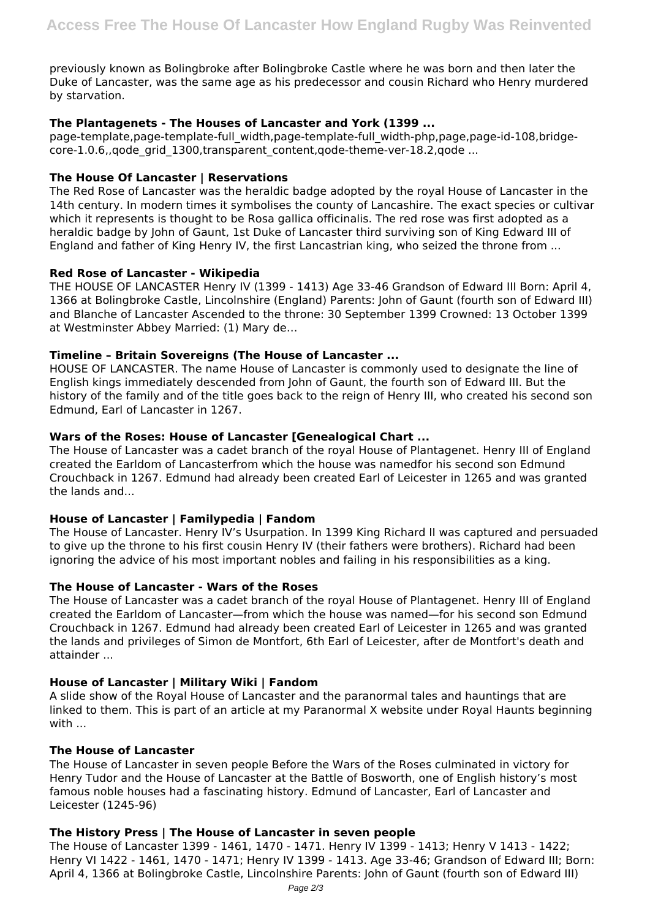previously known as Bolingbroke after Bolingbroke Castle where he was born and then later the Duke of Lancaster, was the same age as his predecessor and cousin Richard who Henry murdered by starvation.

### The Plantagenets - The Houses of Lancaster and York (1399 ...

page-template,page-template-full_width,page-template-full_width-php,page,page-id-108,bridge-core-1.0.6,,qode_grid_1300,transparent_content,qode-theme-ver-18.2,qode ...

### The House Of Lancaster | Reservations

The Red Rose of Lancaster was the heraldic badge adopted by the royal House of Lancaster in the 14th century. In modern times it symbolises the county of Lancashire. The exact species or cultivar which it represents is thought to be Rosa gallica officinalis. The red rose was first adopted as a heraldic badge by John of Gaunt, 1st Duke of Lancaster third surviving son of King Edward III of England and father of King Henry IV, the first Lancastrian king, who seized the throne from ...

### Red Rose of Lancaster - Wikipedia

THE HOUSE OF LANCASTER Henry IV (1399 - 1413) Age 33-46 Grandson of Edward III Born: April 4, 1366 at Bolingbroke Castle, Lincolnshire (England) Parents: John of Gaunt (fourth son of Edward III) and Blanche of Lancaster Ascended to the throne: 30 September 1399 Crowned: 13 October 1399 at Westminster Abbey Married: (1) Mary de...

### Timeline – Britain Sovereigns (The House of Lancaster ...

HOUSE OF LANCASTER. The name House of Lancaster is commonly used to designate the line of English kings immediately descended from John of Gaunt, the fourth son of Edward III. But the history of the family and of the title goes back to the reign of Henry III, who created his second son Edmund, Earl of Lancaster in 1267.

### Wars of the Roses: House of Lancaster [Genealogical Chart ...

The House of Lancaster was a cadet branch of the royal House of Plantagenet. Henry III of England created the Earldom of Lancasterfrom which the house was namedfor his second son Edmund Crouchback in 1267. Edmund had already been created Earl of Leicester in 1265 and was granted the lands and...

### House of Lancaster | Familypedia | Fandom

The House of Lancaster. Henry IV's Usurpation. In 1399 King Richard II was captured and persuaded to give up the throne to his first cousin Henry IV (their fathers were brothers). Richard had been ignoring the advice of his most important nobles and failing in his responsibilities as a king.

### The House of Lancaster - Wars of the Roses

The House of Lancaster was a cadet branch of the royal House of Plantagenet. Henry III of England created the Earldom of Lancaster—from which the house was named—for his second son Edmund Crouchback in 1267. Edmund had already been created Earl of Leicester in 1265 and was granted the lands and privileges of Simon de Montfort, 6th Earl of Leicester, after de Montfort's death and attainder ...

### House of Lancaster | Military Wiki | Fandom

A slide show of the Royal House of Lancaster and the paranormal tales and hauntings that are linked to them. This is part of an article at my Paranormal X website under Royal Haunts beginning with ...

### The House of Lancaster

The House of Lancaster in seven people Before the Wars of the Roses culminated in victory for Henry Tudor and the House of Lancaster at the Battle of Bosworth, one of English history's most famous noble houses had a fascinating history. Edmund of Lancaster, Earl of Lancaster and Leicester (1245-96)

### The History Press | The House of Lancaster in seven people

The House of Lancaster 1399 - 1461, 1470 - 1471. Henry IV 1399 - 1413; Henry V 1413 - 1422; Henry VI 1422 - 1461, 1470 - 1471; Henry IV 1399 - 1413. Age 33-46; Grandson of Edward III; Born: April 4, 1366 at Bolingbroke Castle, Lincolnshire Parents: John of Gaunt (fourth son of Edward III)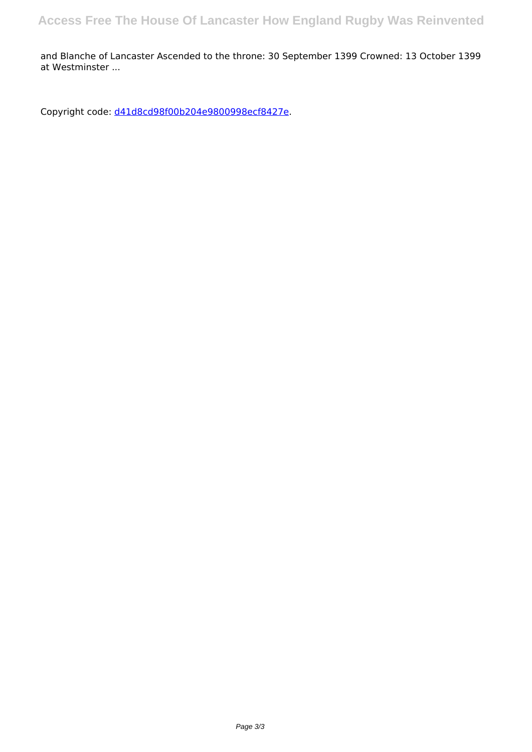and Blanche of Lancaster Ascended to the throne: 30 September 1399 Crowned: 13 October 1399 at Westminster ...

Copyright code: d41d8cd98f00b204e9800998ecf8427e.